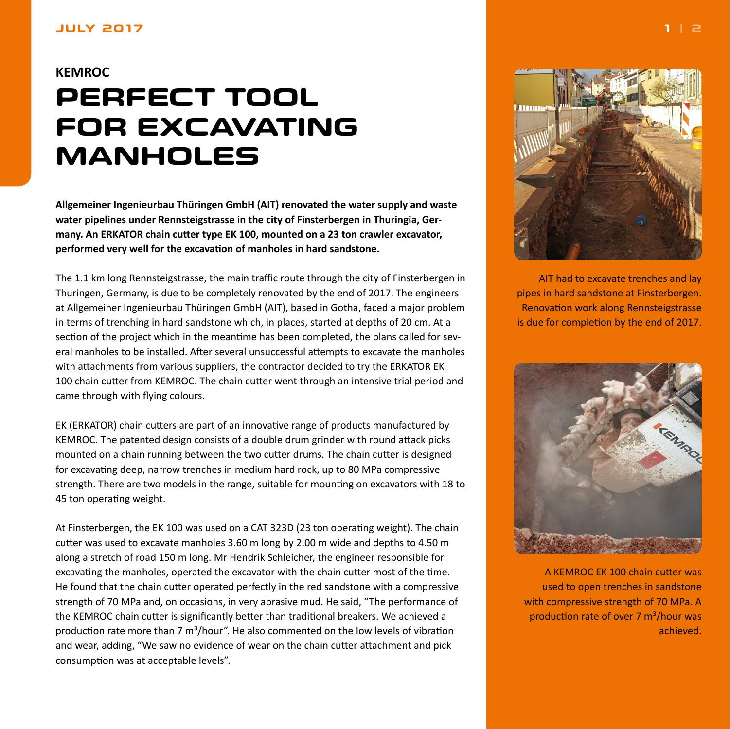**KEMROC**

# PERFECT TOOL FOR EXCAVATING MANHOLES

**Allgemeiner Ingenieurbau Thüringen GmbH (AIT) renovated the water supply and waste water pipelines under Rennsteigstrasse in the city of Finsterbergen in Thuringia, Germany. An ERKATOR chain cutter type EK 100, mounted on a 23 ton crawler excavator, performed very well for the excavation of manholes in hard sandstone.**

The 1.1 km long Rennsteigstrasse, the main traffic route through the city of Finsterbergen in Thuringen, Germany, is due to be completely renovated by the end of 2017. The engineers at Allgemeiner Ingenieurbau Thüringen GmbH (AIT), based in Gotha, faced a major problem in terms of trenching in hard sandstone which, in places, started at depths of 20 cm. At a section of the project which in the meantime has been completed, the plans called for several manholes to be installed. After several unsuccessful attempts to excavate the manholes with attachments from various suppliers, the contractor decided to try the ERKATOR EK 100 chain cutter from KEMROC. The chain cutter went through an intensive trial period and came through with flying colours.

EK (ERKATOR) chain cutters are part of an innovative range of products manufactured by KEMROC. The patented design consists of a double drum grinder with round attack picks mounted on a chain running between the two cutter drums. The chain cutter is designed for excavating deep, narrow trenches in medium hard rock, up to 80 MPa compressive strength. There are two models in the range, suitable for mounting on excavators with 18 to 45 ton operating weight.

At Finsterbergen, the EK 100 was used on a CAT 323D (23 ton operating weight). The chain cutter was used to excavate manholes 3.60 m long by 2.00 m wide and depths to 4.50 m along a stretch of road 150 m long. Mr Hendrik Schleicher, the engineer responsible for excavating the manholes, operated the excavator with the chain cutter most of the time. He found that the chain cutter operated perfectly in the red sandstone with a compressive strength of 70 MPa and, on occasions, in very abrasive mud. He said, "The performance of the KEMROC chain cutter is significantly better than traditional breakers. We achieved a production rate more than 7 $m^3$/hour". He also commented on the low levels of vibration and wear, adding, "We saw no evidence of wear on the chain cutter attachment and pick consumption was at acceptable levels".

AIT had to excavate trenches and lay pipes in hard sandstone at Finsterbergen. Renovation work along Rennsteigstrasse is due for completion by the end of 2017.

A KEMROC EK 100 chain cutter was used to open trenches in sandstone with compressive strength of 70 MPa. A production rate of over 7 $m^3$/hour was achieved.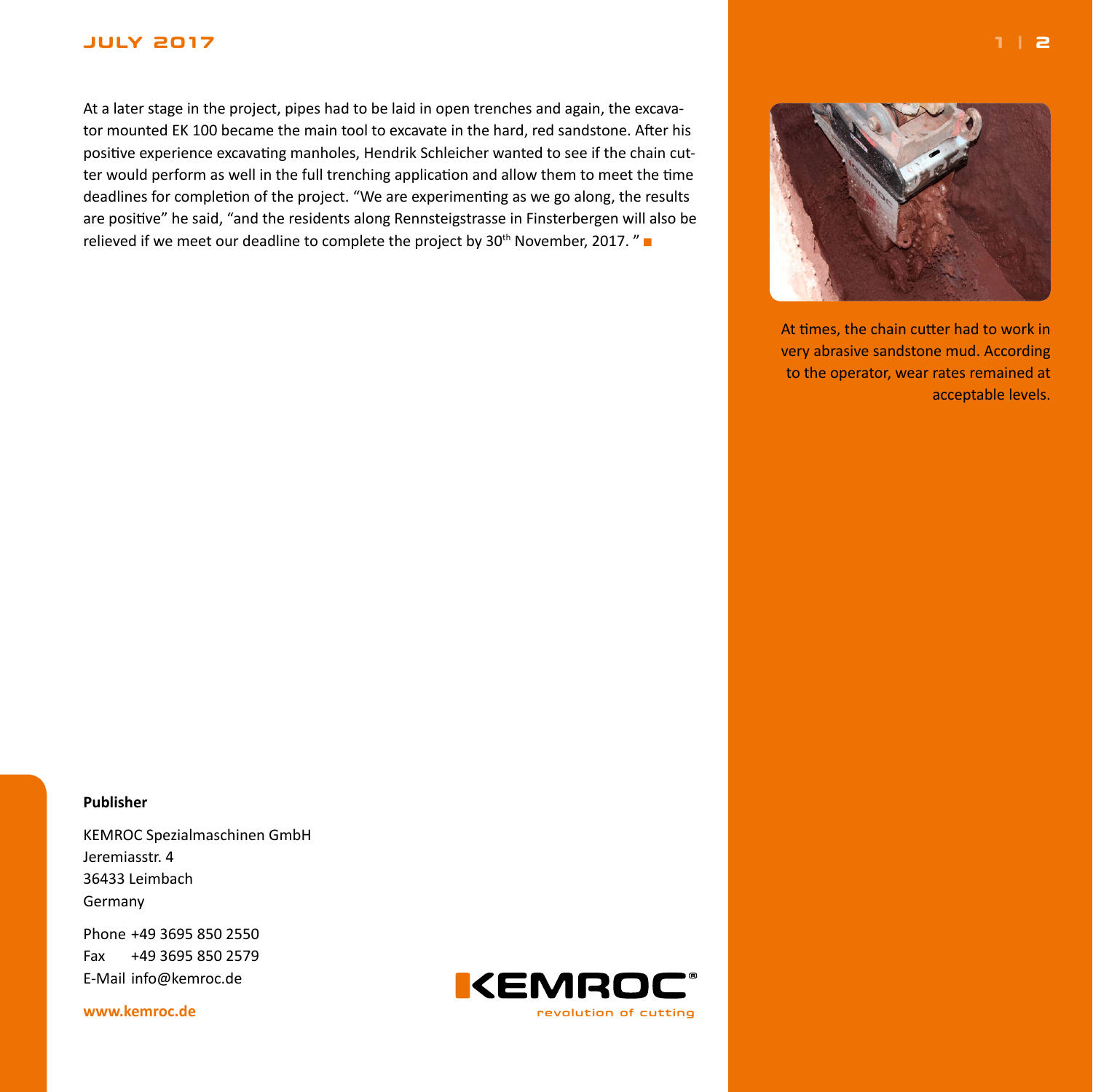At a later stage in the project, pipes had to be laid in open trenches and again, the excavator mounted EK 100 became the main tool to excavate in the hard, red sandstone. After his positive experience excavating manholes, Hendrik Schleicher wanted to see if the chain cutter would perform as well in the full trenching application and allow them to meet the time deadlines for completion of the project. “We are experimenting as we go along, the results are positive” he said, “and the residents along Rennsteigstrasse in Finsterbergen will also be relieved if we meet our deadline to complete the project by 30th November, 2017. ” ■

At times, the chain cutter had to work in very abrasive sandstone mud. According to the operator, wear rates remained at acceptable levels.

**Publisher**

KEMROC Spezialmaschinen GmbH
Jeremiasstr. 4
36433 Leimbach
Germany

Phone +49 3695 850 2550
Fax +49 3695 850 2579
E-Mail info@kemroc.de

**www.kemroc.de**

KEMROC®
revolution of cutting